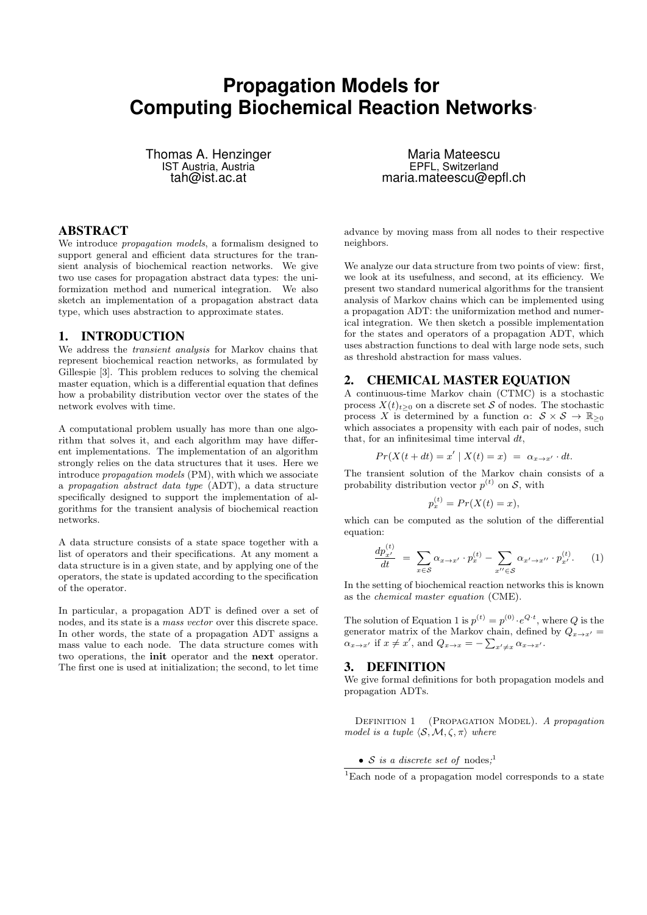# Propagation Models for Computing Biochemical Reaction Networks*

Thomas A. Henzinger
IST Austria, Austria
tah@ist.ac.at

Maria Mateescu
EPFL, Switzerland
maria.mateescu@epfl.ch

## ABSTRACT

We introduce *propagation models*, a formalism designed to support general and efficient data structures for the transient analysis of biochemical reaction networks. We give two use cases for propagation abstract data types: the uniformization method and numerical integration. We also sketch an implementation of a propagation abstract data type, which uses abstraction to approximate states.

## 1. INTRODUCTION

We address the *transient analysis* for Markov chains that represent biochemical reaction networks, as formulated by Gillespie [3]. This problem reduces to solving the chemical master equation, which is a differential equation that defines how a probability distribution vector over the states of the network evolves with time.

A computational problem usually has more than one algorithm that solves it, and each algorithm may have different implementations. The implementation of an algorithm strongly relies on the data structures that it uses. Here we introduce *propagation models* (PM), with which we associate a *propagation abstract data type* (ADT), a data structure specifically designed to support the implementation of algorithms for the transient analysis of biochemical reaction networks.

A data structure consists of a state space together with a list of operators and their specifications. At any moment a data structure is in a given state, and by applying one of the operators, the state is updated according to the specification of the operator.

In particular, a propagation ADT is defined over a set of nodes, and its state is a *mass vector* over this discrete space. In other words, the state of a propagation ADT assigns a mass value to each node. The data structure comes with two operations, the **init** operator and the **next** operator. The first one is used at initialization; the second, to let time advance by moving mass from all nodes to their respective neighbors.

We analyze our data structure from two points of view: first, we look at its usefulness, and second, at its efficiency. We present two standard numerical algorithms for the transient analysis of Markov chains which can be implemented using a propagation ADT: the uniformization method and numerical integration. We then sketch a possible implementation for the states and operators of a propagation ADT, which uses abstraction functions to deal with large node sets, such as threshold abstraction for mass values.

## 2. CHEMICAL MASTER EQUATION

A continuous-time Markov chain (CTMC) is a stochastic process $X(t)_{t\geq 0}$ on a discrete set $\mathcal{S}$ of nodes. The stochastic process $X$ is determined by a function $\alpha\colon\ \mathcal{S} \times \mathcal{S} \to \mathbb{R}_{\geq 0}$ which associates a propensity with each pair of nodes, such that, for an infinitesimal time interval $dt$,

$$Pr(X(t+dt) = x' \mid X(t) = x) \;=\; \alpha_{x \to x'} \cdot dt.$$

The transient solution of the Markov chain consists of a probability distribution vector $p^{(t)}$ on $\mathcal{S}$, with

$$p_x^{(t)} = Pr(X(t) = x),$$

which can be computed as the solution of the differential equation:

$$\frac{dp_{x'}^{(t)}}{dt} \;=\; \sum_{x \in \mathcal{S}} \alpha_{x \to x'} \cdot p_x^{(t)} - \sum_{x'' \in \mathcal{S}} \alpha_{x' \to x''} \cdot p_{x'}^{(t)}. \qquad (1)$$

In the setting of biochemical reaction networks this is known as the *chemical master equation* (CME).

The solution of Equation 1 is $p^{(t)} = p^{(0)} \cdot e^{Q \cdot t}$, where $Q$ is the generator matrix of the Markov chain, defined by $Q_{x \to x'} = \alpha_{x \to x'}$ if $x \neq x'$, and $Q_{x \to x} = -\sum_{x' \neq x} \alpha_{x \to x'}$.

## 3. DEFINITION

We give formal definitions for both propagation models and propagation ADTs.

Definition 1 (Propagation Model). *A propagation model is a tuple $\langle \mathcal{S}, \mathcal{M}, \zeta, \pi \rangle$ where*

- *$\mathcal{S}$ is a discrete set of* nodes;[1]

[1] Each node of a propagation model corresponds to a state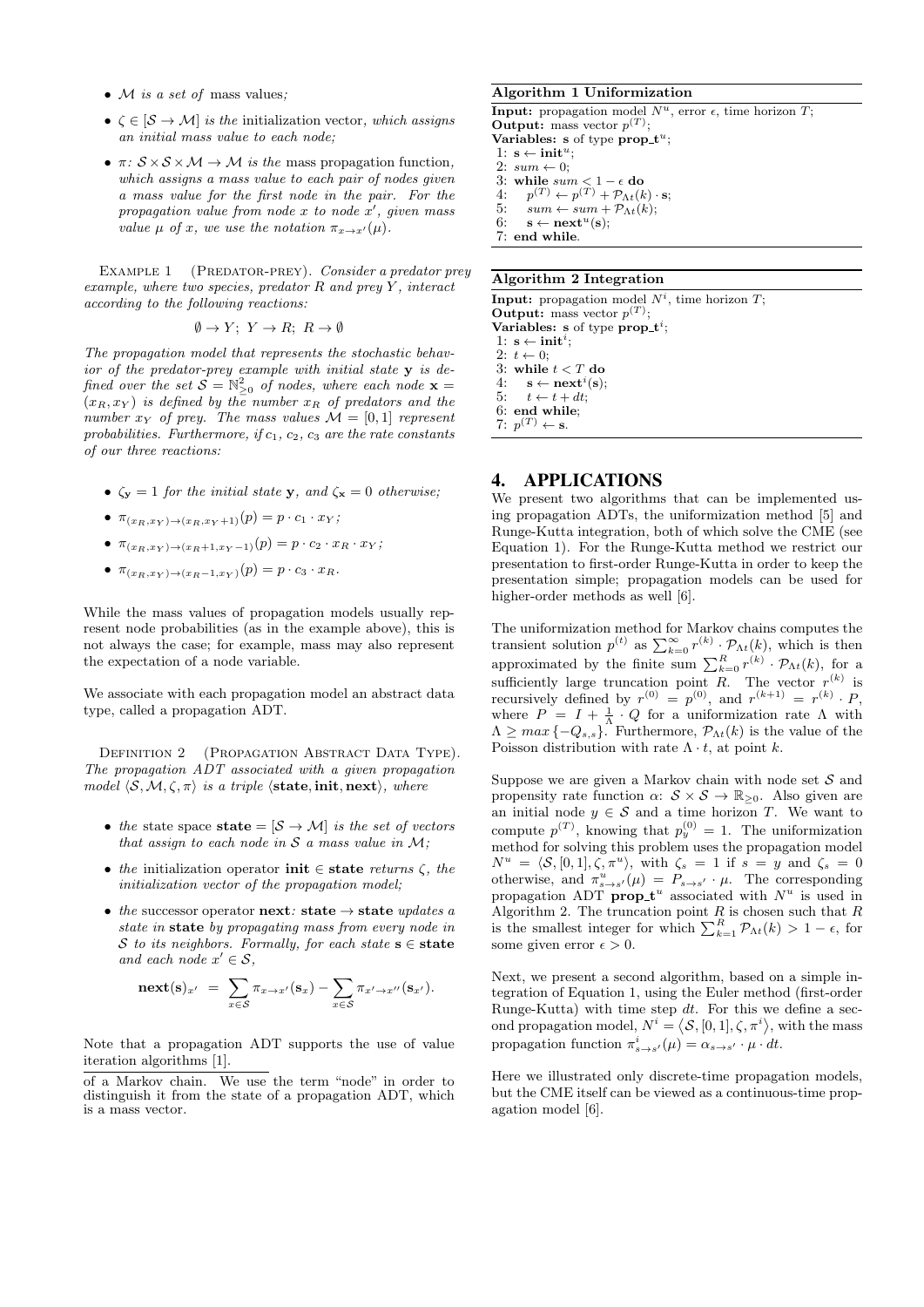- $\mathcal{M}$ *is a set of* mass values*;*
- $\zeta \in [\mathcal{S} \to \mathcal{M}]$ *is the* initialization vector*, which assigns an initial mass value to each node;*
- $\pi$*:* $\mathcal{S} \times \mathcal{S} \times \mathcal{M} \to \mathcal{M}$ *is the* mass propagation function*, which assigns a mass value to each pair of nodes given a mass value for the first node in the pair. For the propagation value from node $x$ to node $x'$, given mass value $\mu$ of $x$, we use the notation $\pi_{x \to x'}(\mu)$.*

EXAMPLE 1 (PREDATOR-PREY). *Consider a predator prey example, where two species, predator $R$ and prey $Y$, interact according to the following reactions:*

$$\emptyset \to Y;\ Y \to R;\ R \to \emptyset$$

*The propagation model that represents the stochastic behavior of the predator-prey example with initial state $\mathbf{y}$ is defined over the set $\mathcal{S} = \mathbb{N}^2_{\geq 0}$ of nodes, where each node $\mathbf{x} = (x_R, x_Y)$ is defined by the number $x_R$ of predators and the number $x_Y$ of prey. The mass values $\mathcal{M} = [0,1]$ represent probabilities. Furthermore, if $c_1$, $c_2$, $c_3$ are the rate constants of our three reactions:*

- $\zeta_\mathbf{y} = 1$ *for the initial state* $\mathbf{y}$*, and* $\zeta_\mathbf{x} = 0$ *otherwise;*
- $\pi_{(x_R,x_Y)\to(x_R,x_Y+1)}(p) = p \cdot c_1 \cdot x_Y$*;*
- $\pi_{(x_R,x_Y)\to(x_R+1,x_Y-1)}(p) = p \cdot c_2 \cdot x_R \cdot x_Y$*;*
- $\pi_{(x_R,x_Y)\to(x_R-1,x_Y)}(p) = p \cdot c_3 \cdot x_R$.

While the mass values of propagation models usually represent node probabilities (as in the example above), this is not always the case; for example, mass may also represent the expectation of a node variable.

We associate with each propagation model an abstract data type, called a propagation ADT.

DEFINITION 2 (PROPAGATION ABSTRACT DATA TYPE). *The propagation ADT associated with a given propagation model $\langle \mathcal{S}, \mathcal{M}, \zeta, \pi \rangle$ is a triple $\langle \mathbf{state}, \mathbf{init}, \mathbf{next} \rangle$, where*

- *the* state space $\mathbf{state} = [\mathcal{S} \to \mathcal{M}]$ *is the set of vectors that assign to each node in $\mathcal{S}$ a mass value in $\mathcal{M}$;*
- *the* initialization operator $\mathbf{init} \in \mathbf{state}$ *returns $\zeta$, the initialization vector of the propagation model;*
- *the* successor operator $\mathbf{next}$*:* $\mathbf{state} \to \mathbf{state}$ *updates a state in* $\mathbf{state}$ *by propagating mass from every node in $\mathcal{S}$ to its neighbors. Formally, for each state $\mathbf{s} \in \mathbf{state}$ and each node $x' \in \mathcal{S}$,*

$$\mathbf{next}(\mathbf{s})_{x'} \;=\; \sum_{x \in \mathcal{S}} \pi_{x \to x'}(\mathbf{s}_x) - \sum_{x \in \mathcal{S}} \pi_{x' \to x''}(\mathbf{s}_{x'}).$$

Note that a propagation ADT supports the use of value iteration algorithms [1].

of a Markov chain. We use the term "node" in order to distinguish it from the state of a propagation ADT, which is a mass vector.

**Algorithm 1 Uniformization**

**Input:** propagation model $N^u$, error $\epsilon$, time horizon $T$;
**Output:** mass vector $p^{(T)}$;
**Variables:** $\mathbf{s}$ of type $\mathbf{prop\_t}^u$;

```
1: s ← init^u;
2: sum ← 0;
3: while sum < 1 − ε do
4:    p^(T) ← p^(T) + P_Λt(k) · s;
5:    sum ← sum + P_Λt(k);
6:    s ← next^u(s);
7: end while.
```

**Algorithm 2 Integration**

**Input:** propagation model $N^i$, time horizon $T$;
**Output:** mass vector $p^{(T)}$;
**Variables:** $\mathbf{s}$ of type $\mathbf{prop\_t}^i$;

```
1: s ← init^i;
2: t ← 0;
3: while t < T do
4:    s ← next^i(s);
5:    t ← t + dt;
6: end while;
7: p^(T) ← s.
```

## 4. APPLICATIONS

We present two algorithms that can be implemented using propagation ADTs, the uniformization method [5] and Runge-Kutta integration, both of which solve the CME (see Equation 1). For the Runge-Kutta method we restrict our presentation to first-order Runge-Kutta in order to keep the presentation simple; propagation models can be used for higher-order methods as well [6].

The uniformization method for Markov chains computes the transient solution $p^{(t)}$ as $\sum_{k=0}^{\infty} r^{(k)} \cdot \mathcal{P}_{\Lambda t}(k)$, which is then approximated by the finite sum $\sum_{k=0}^{R} r^{(k)} \cdot \mathcal{P}_{\Lambda t}(k)$, for a sufficiently large truncation point $R$. The vector $r^{(k)}$ is recursively defined by $r^{(0)} = p^{(0)}$, and $r^{(k+1)} = r^{(k)} \cdot P$, where $P = I + \frac{1}{\Lambda} \cdot Q$ for a uniformization rate $\Lambda$ with $\Lambda \geq max\{-Q_{s,s}\}$. Furthermore, $\mathcal{P}_{\Lambda t}(k)$ is the value of the Poisson distribution with rate $\Lambda \cdot t$, at point $k$.

Suppose we are given a Markov chain with node set $\mathcal{S}$ and propensity rate function $\alpha$: $\mathcal{S} \times \mathcal{S} \to \mathbb{R}_{\geq 0}$. Also given are an initial node $y \in \mathcal{S}$ and a time horizon $T$. We want to compute $p^{(T)}$, knowing that $p^{(0)}_y = 1$. The uniformization method for solving this problem uses the propagation model $N^u = \langle \mathcal{S}, [0,1], \zeta, \pi^u \rangle$, with $\zeta_s = 1$ if $s = y$ and $\zeta_s = 0$ otherwise, and $\pi^u_{s \to s'}(\mu) = P_{s \to s'} \cdot \mu$. The corresponding propagation ADT $\mathbf{prop\_t}^u$ associated with $N^u$ is used in Algorithm 2. The truncation point $R$ is chosen such that $R$ is the smallest integer for which $\sum_{k=1}^{R} \mathcal{P}_{\Lambda t}(k) > 1 - \epsilon$, for some given error $\epsilon > 0$.

Next, we present a second algorithm, based on a simple integration of Equation 1, using the Euler method (first-order Runge-Kutta) with time step $dt$. For this we define a second propagation model, $N^i = \langle \mathcal{S}, [0,1], \zeta, \pi^i \rangle$, with the mass propagation function $\pi^i_{s \to s'}(\mu) = \alpha_{s \to s'} \cdot \mu \cdot dt$.

Here we illustrated only discrete-time propagation models, but the CME itself can be viewed as a continuous-time propagation model [6].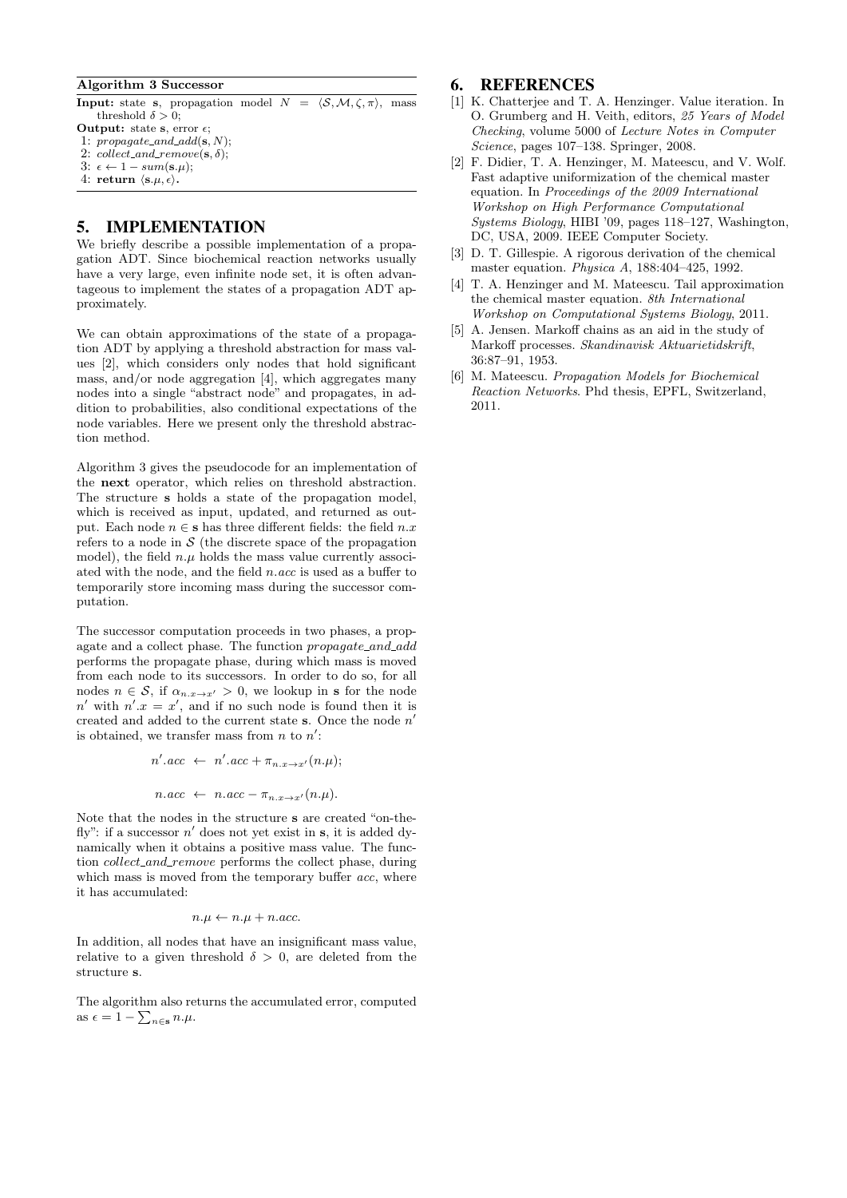**Algorithm 3 Successor**

**Input:** state $\mathbf{s}$, propagation model $N = \langle \mathcal{S}, \mathcal{M}, \zeta, \pi \rangle$, mass threshold $\delta > 0$;
**Output:** state $\mathbf{s}$, error $\epsilon$;
1: *propagate_and_add*($\mathbf{s}$, $N$);
2: *collect_and_remove*($\mathbf{s}$, $\delta$);
3: $\epsilon \leftarrow 1 - sum(\mathbf{s}.\mu)$;
4: **return** $\langle \mathbf{s}.\mu, \epsilon \rangle$.

## 5. IMPLEMENTATION

We briefly describe a possible implementation of a propagation ADT. Since biochemical reaction networks usually have a very large, even infinite node set, it is often advantageous to implement the states of a propagation ADT approximately.

We can obtain approximations of the state of a propagation ADT by applying a threshold abstraction for mass values [2], which considers only nodes that hold significant mass, and/or node aggregation [4], which aggregates many nodes into a single "abstract node" and propagates, in addition to probabilities, also conditional expectations of the node variables. Here we present only the threshold abstraction method.

Algorithm 3 gives the pseudocode for an implementation of the **next** operator, which relies on threshold abstraction. The structure $\mathbf{s}$ holds a state of the propagation model, which is received as input, updated, and returned as output. Each node $n \in \mathbf{s}$ has three different fields: the field $n.x$ refers to a node in $\mathcal{S}$ (the discrete space of the propagation model), the field $n.\mu$ holds the mass value currently associated with the node, and the field $n.acc$ is used as a buffer to temporarily store incoming mass during the successor computation.

The successor computation proceeds in two phases, a propagate and a collect phase. The function *propagate_and_add* performs the propagate phase, during which mass is moved from each node to its successors. In order to do so, for all nodes $n \in \mathcal{S}$, if $\alpha_{n.x \to x'} > 0$, we lookup in $\mathbf{s}$ for the node $n'$ with $n'.x = x'$, and if no such node is found then it is created and added to the current state $\mathbf{s}$. Once the node $n'$ is obtained, we transfer mass from $n$ to $n'$:

$$n'.acc \;\leftarrow\; n'.acc + \pi_{n.x \to x'}(n.\mu);$$

$$n.acc \;\leftarrow\; n.acc - \pi_{n.x \to x'}(n.\mu).$$

Note that the nodes in the structure $\mathbf{s}$ are created "on-the-fly": if a successor $n'$ does not yet exist in $\mathbf{s}$, it is added dynamically when it obtains a positive mass value. The function *collect_and_remove* performs the collect phase, during which mass is moved from the temporary buffer *acc*, where it has accumulated:

$$n.\mu \leftarrow n.\mu + n.acc.$$

In addition, all nodes that have an insignificant mass value, relative to a given threshold $\delta > 0$, are deleted from the structure $\mathbf{s}$.

The algorithm also returns the accumulated error, computed as $\epsilon = 1 - \sum_{n \in \mathbf{s}} n.\mu$.

## 6. REFERENCES

[1] K. Chatterjee and T. A. Henzinger. Value iteration. In O. Grumberg and H. Veith, editors, *25 Years of Model Checking*, volume 5000 of *Lecture Notes in Computer Science*, pages 107–138. Springer, 2008.

[2] F. Didier, T. A. Henzinger, M. Mateescu, and V. Wolf. Fast adaptive uniformization of the chemical master equation. In *Proceedings of the 2009 International Workshop on High Performance Computational Systems Biology*, HIBI '09, pages 118–127, Washington, DC, USA, 2009. IEEE Computer Society.

[3] D. T. Gillespie. A rigorous derivation of the chemical master equation. *Physica A*, 188:404–425, 1992.

[4] T. A. Henzinger and M. Mateescu. Tail approximation the chemical master equation. *8th International Workshop on Computational Systems Biology*, 2011.

[5] A. Jensen. Markoff chains as an aid in the study of Markoff processes. *Skandinavisk Aktuarietidskrift*, 36:87–91, 1953.

[6] M. Mateescu. *Propagation Models for Biochemical Reaction Networks*. Phd thesis, EPFL, Switzerland, 2011.